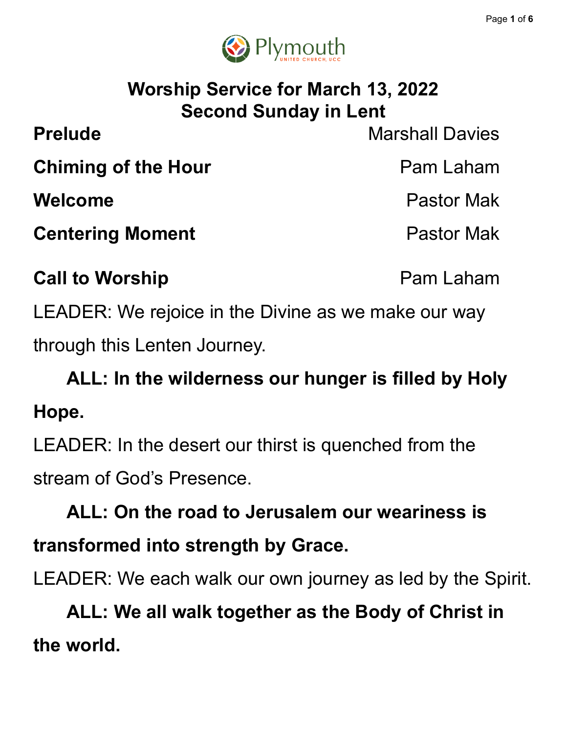Plymouth United Church, UCC

# Worship Service for March 13, 2022
## Second Sunday in Lent

**Prelude** Marshall Davies

**Chiming of the Hour** Pam Laham

**Welcome** Pastor Mak

**Centering Moment** Pastor Mak

**Call to Worship** Pam Laham

LEADER: We rejoice in the Divine as we make our way through this Lenten Journey.

**ALL: In the wilderness our hunger is filled by Holy Hope.**

LEADER: In the desert our thirst is quenched from the stream of God's Presence.

**ALL: On the road to Jerusalem our weariness is transformed into strength by Grace.**

LEADER: We each walk our own journey as led by the Spirit.

**ALL: We all walk together as the Body of Christ in the world.**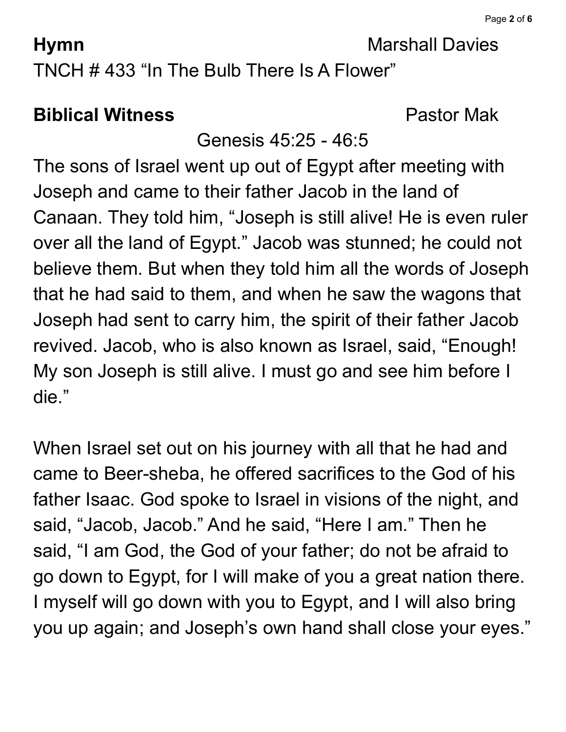**Hymn** Marshall Davies

TNCH # 433 "In The Bulb There Is A Flower"

**Biblical Witness** Pastor Mak

Genesis 45:25 - 46:5

The sons of Israel went up out of Egypt after meeting with Joseph and came to their father Jacob in the land of Canaan. They told him, "Joseph is still alive! He is even ruler over all the land of Egypt." Jacob was stunned; he could not believe them. But when they told him all the words of Joseph that he had said to them, and when he saw the wagons that Joseph had sent to carry him, the spirit of their father Jacob revived. Jacob, who is also known as Israel, said, "Enough! My son Joseph is still alive. I must go and see him before I die."

When Israel set out on his journey with all that he had and came to Beer-sheba, he offered sacrifices to the God of his father Isaac. God spoke to Israel in visions of the night, and said, "Jacob, Jacob." And he said, "Here I am." Then he said, "I am God, the God of your father; do not be afraid to go down to Egypt, for I will make of you a great nation there. I myself will go down with you to Egypt, and I will also bring you up again; and Joseph's own hand shall close your eyes."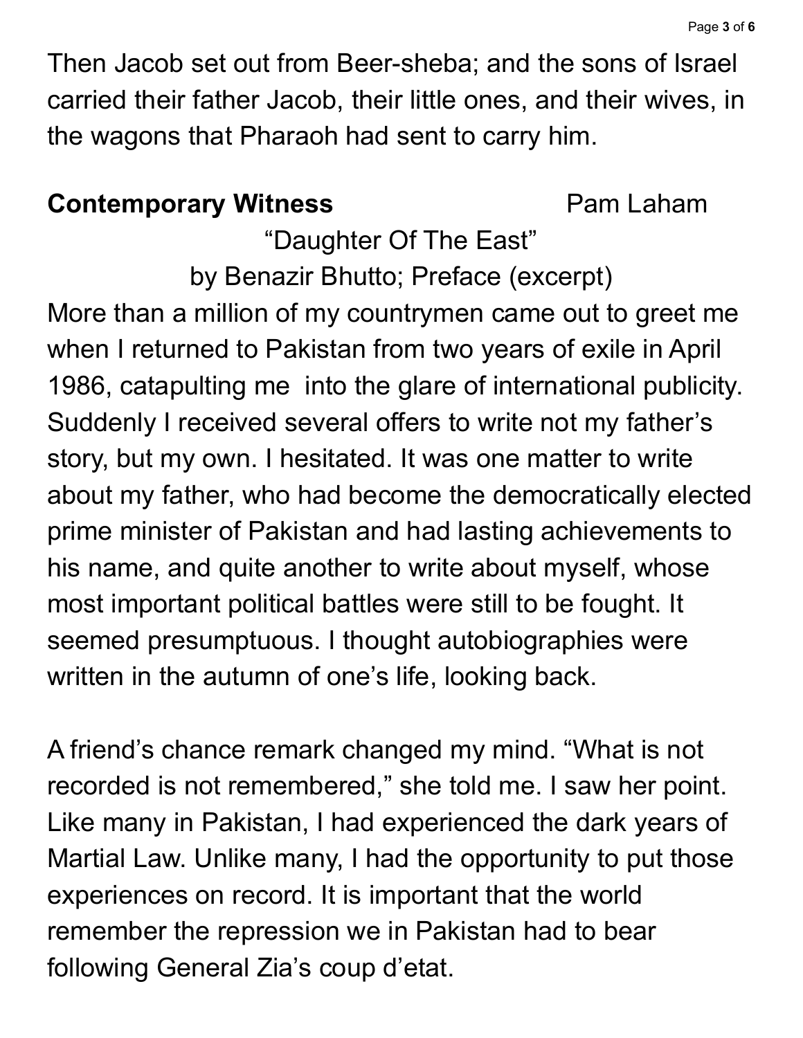Then Jacob set out from Beer-sheba; and the sons of Israel carried their father Jacob, their little ones, and their wives, in the wagons that Pharaoh had sent to carry him.

**Contemporary Witness** Pam Laham

"Daughter Of The East"

by Benazir Bhutto; Preface (excerpt)

More than a million of my countrymen came out to greet me when I returned to Pakistan from two years of exile in April 1986, catapulting me into the glare of international publicity. Suddenly I received several offers to write not my father's story, but my own. I hesitated. It was one matter to write about my father, who had become the democratically elected prime minister of Pakistan and had lasting achievements to his name, and quite another to write about myself, whose most important political battles were still to be fought. It seemed presumptuous. I thought autobiographies were written in the autumn of one's life, looking back.

A friend's chance remark changed my mind. "What is not recorded is not remembered," she told me. I saw her point. Like many in Pakistan, I had experienced the dark years of Martial Law. Unlike many, I had the opportunity to put those experiences on record. It is important that the world remember the repression we in Pakistan had to bear following General Zia's coup d'etat.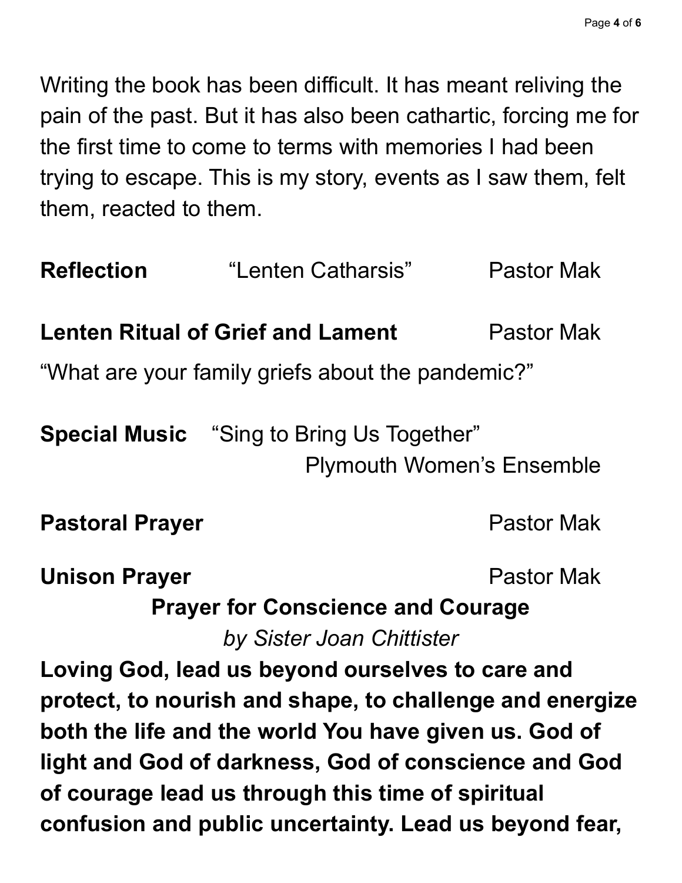Writing the book has been difficult. It has meant reliving the pain of the past. But it has also been cathartic, forcing me for the first time to come to terms with memories I had been trying to escape. This is my story, events as I saw them, felt them, reacted to them.

**Reflection** “Lenten Catharsis” Pastor Mak

**Lenten Ritual of Grief and Lament** Pastor Mak

“What are your family griefs about the pandemic?”

**Special Music** “Sing to Bring Us Together”
Plymouth Women’s Ensemble

**Pastoral Prayer** Pastor Mak

**Unison Prayer** Pastor Mak

**Prayer for Conscience and Courage**

*by Sister Joan Chittister*

**Loving God, lead us beyond ourselves to care and protect, to nourish and shape, to challenge and energize both the life and the world You have given us. God of light and God of darkness, God of conscience and God of courage lead us through this time of spiritual confusion and public uncertainty. Lead us beyond fear,**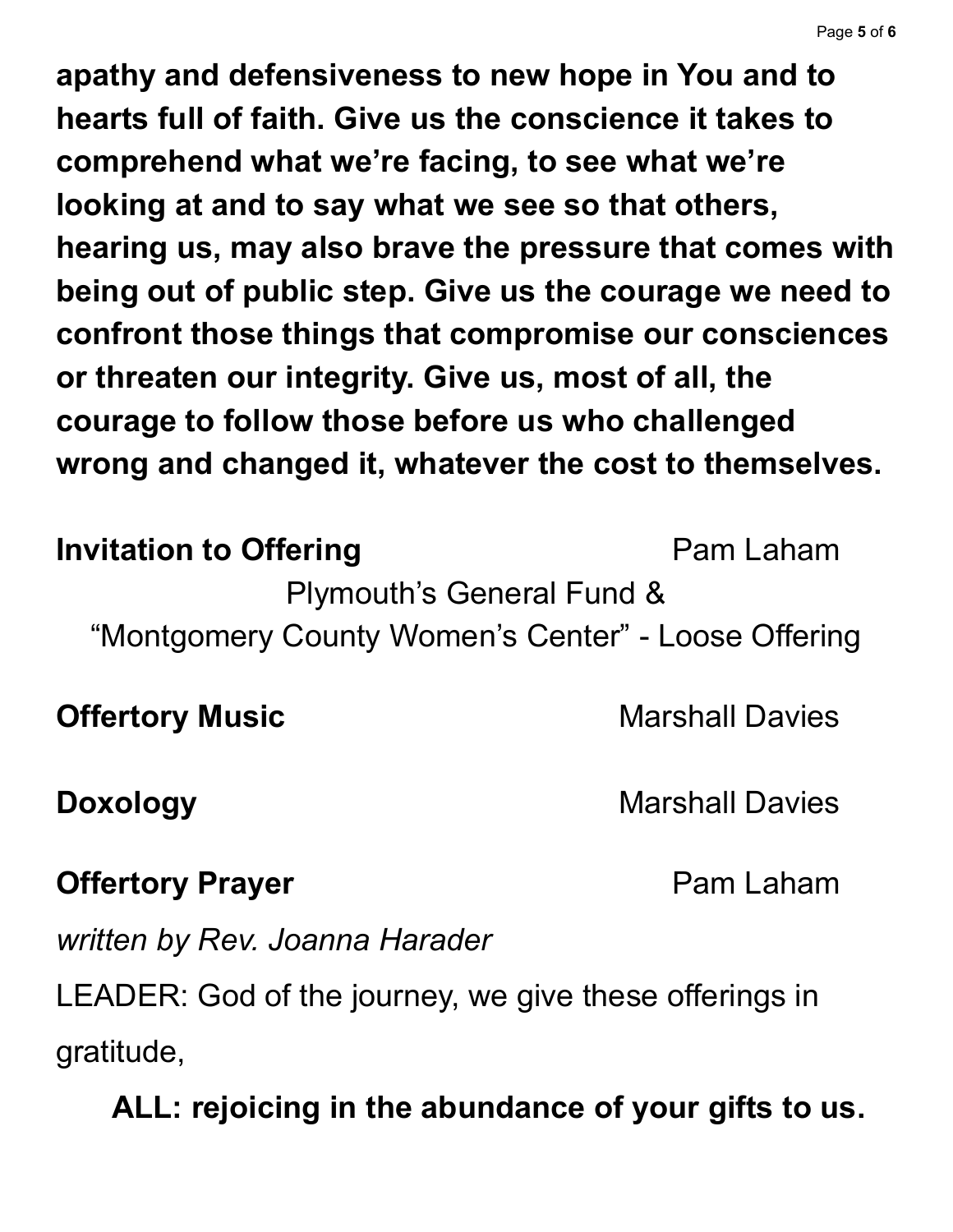**apathy and defensiveness to new hope in You and to hearts full of faith. Give us the conscience it takes to comprehend what we're facing, to see what we're looking at and to say what we see so that others, hearing us, may also brave the pressure that comes with being out of public step. Give us the courage we need to confront those things that compromise our consciences or threaten our integrity. Give us, most of all, the courage to follow those before us who challenged wrong and changed it, whatever the cost to themselves.**

**Invitation to Offering** Pam Laham

Plymouth's General Fund &
"Montgomery County Women's Center" - Loose Offering

**Offertory Music** Marshall Davies

**Doxology** Marshall Davies

**Offertory Prayer** Pam Laham

*written by Rev. Joanna Harader*

LEADER: God of the journey, we give these offerings in gratitude,

**ALL: rejoicing in the abundance of your gifts to us.**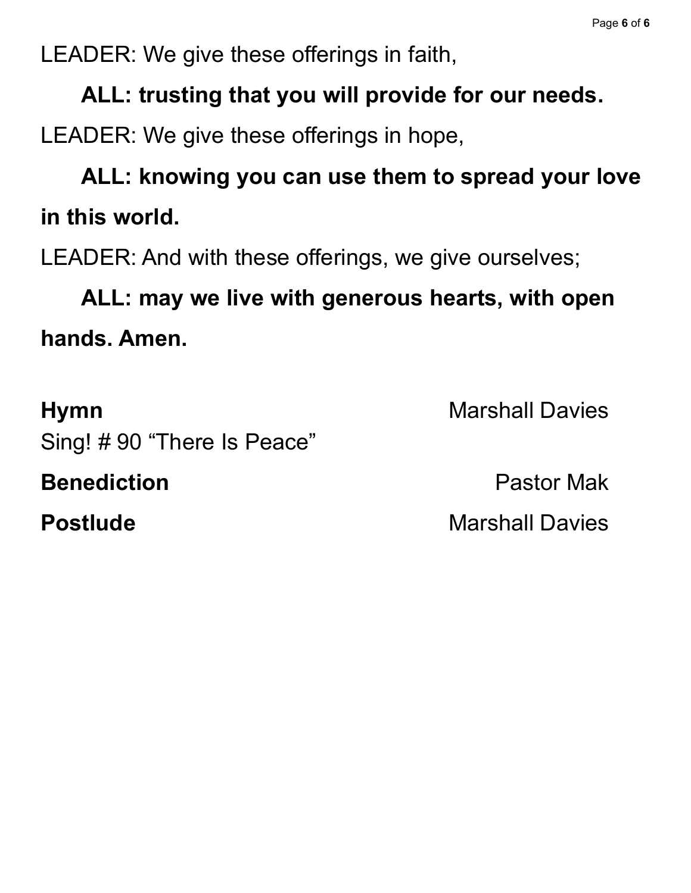LEADER: We give these offerings in faith,

**ALL: trusting that you will provide for our needs.**

LEADER: We give these offerings in hope,

**ALL: knowing you can use them to spread your love in this world.**

LEADER: And with these offerings, we give ourselves;

**ALL: may we live with generous hearts, with open hands. Amen.**

**Hymn** Marshall Davies

Sing! # 90 “There Is Peace”

**Benediction** Pastor Mak

**Postlude** Marshall Davies